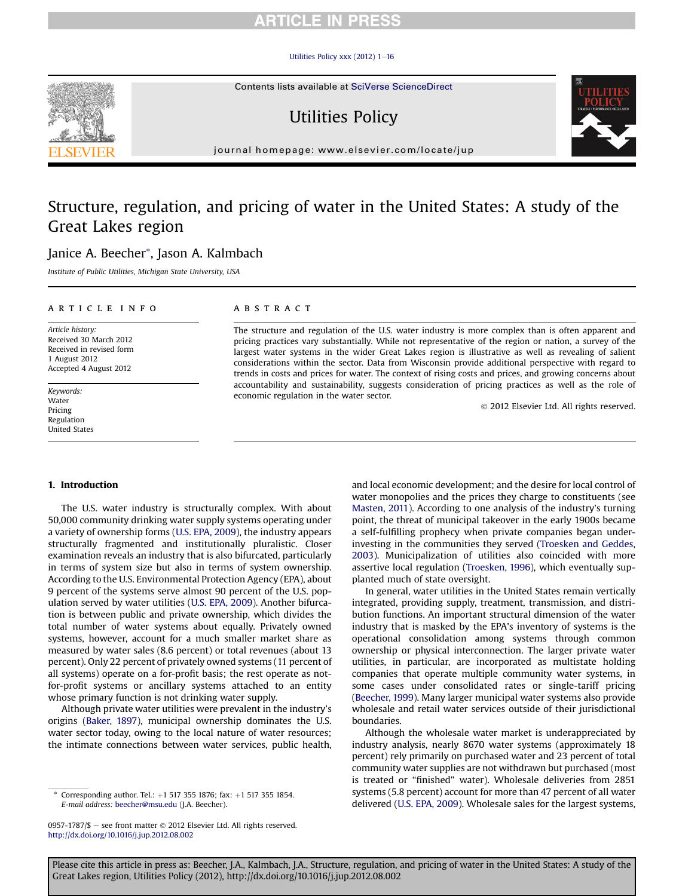# Structure, regulation, and pricing of water in the United States: A study of the Great Lakes region

Janice A. Beecher*, Jason A. Kalmbach

*Institute of Public Utilities, Michigan State University, USA*

**ARTICLE INFO**

*Article history:*
Received 30 March 2012
Received in revised form 1 August 2012
Accepted 4 August 2012

*Keywords:*
Water
Pricing
Regulation
United States

**ABSTRACT**

The structure and regulation of the U.S. water industry is more complex than is often apparent and pricing practices vary substantially. While not representative of the region or nation, a survey of the largest water systems in the wider Great Lakes region is illustrative as well as revealing of salient considerations within the sector. Data from Wisconsin provide additional perspective with regard to trends in costs and prices for water. The context of rising costs and prices, and growing concerns about accountability and sustainability, suggests consideration of pricing practices as well as the role of economic regulation in the water sector.

© 2012 Elsevier Ltd. All rights reserved.

## 1. Introduction

The U.S. water industry is structurally complex. With about 50,000 community drinking water supply systems operating under a variety of ownership forms (U.S. EPA, 2009), the industry appears structurally fragmented and institutionally pluralistic. Closer examination reveals an industry that is also bifurcated, particularly in terms of system size but also in terms of system ownership. According to the U.S. Environmental Protection Agency (EPA), about 9 percent of the systems serve almost 90 percent of the U.S. population served by water utilities (U.S. EPA, 2009). Another bifurcation is between public and private ownership, which divides the total number of water systems about equally. Privately owned systems, however, account for a much smaller market share as measured by water sales (8.6 percent) or total revenues (about 13 percent). Only 22 percent of privately owned systems (11 percent of all systems) operate on a for-profit basis; the rest operate as not-for-profit systems or ancillary systems attached to an entity whose primary function is not drinking water supply.

Although private water utilities were prevalent in the industry's origins (Baker, 1897), municipal ownership dominates the U.S. water sector today, owing to the local nature of water resources; the intimate connections between water services, public health, and local economic development; and the desire for local control of water monopolies and the prices they charge to constituents (see Masten, 2011). According to one analysis of the industry's turning point, the threat of municipal takeover in the early 1900s became a self-fulfilling prophecy when private companies began underinvesting in the communities they served (Troesken and Geddes, 2003). Municipalization of utilities also coincided with more assertive local regulation (Troesken, 1996), which eventually supplanted much of state oversight.

In general, water utilities in the United States remain vertically integrated, providing supply, treatment, transmission, and distribution functions. An important structural dimension of the water industry that is masked by the EPA's inventory of systems is the operational consolidation among systems through common ownership or physical interconnection. The larger private water utilities, in particular, are incorporated as multistate holding companies that operate multiple community water systems, in some cases under consolidated rates or single-tariff pricing (Beecher, 1999). Many larger municipal water systems also provide wholesale and retail water services outside of their jurisdictional boundaries.

Although the wholesale water market is underappreciated by industry analysis, nearly 8670 water systems (approximately 18 percent) rely primarily on purchased water and 23 percent of total community water supplies are not withdrawn but purchased (most is treated or "finished" water). Wholesale deliveries from 2851 systems (5.8 percent) account for more than 47 percent of all water delivered (U.S. EPA, 2009). Wholesale sales for the largest systems,

* Corresponding author. Tel.: +1 517 355 1876; fax: +1 517 355 1854.
*E-mail address:* beecher@msu.edu (J.A. Beecher).

0957-1787/$ – see front matter © 2012 Elsevier Ltd. All rights reserved.
http://dx.doi.org/10.1016/j.jup.2012.08.002

Please cite this article in press as: Beecher, J.A., Kalmbach, J.A., Structure, regulation, and pricing of water in the United States: A study of the Great Lakes region, Utilities Policy (2012), http://dx.doi.org/10.1016/j.jup.2012.08.002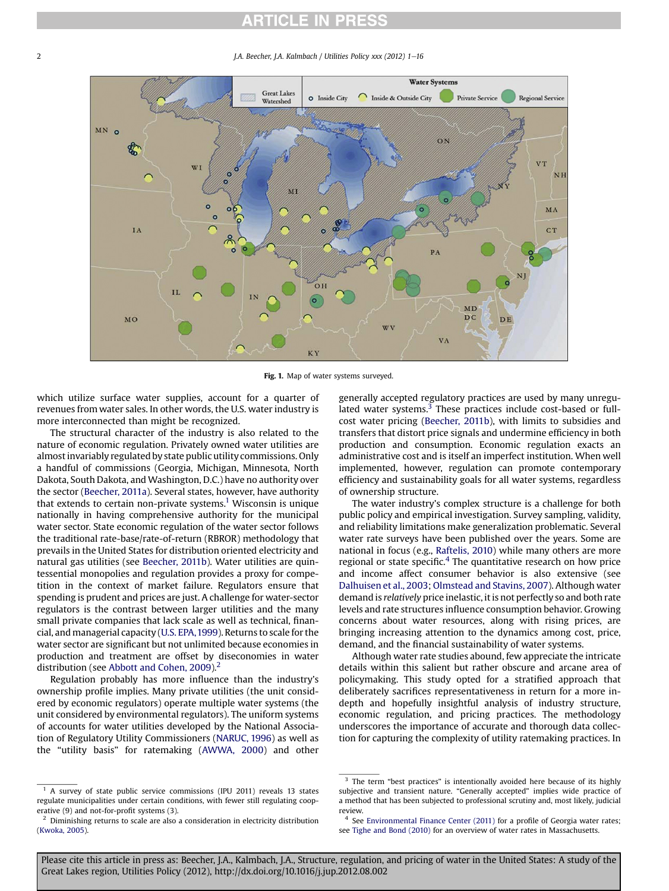Fig. 1. Map of water systems surveyed.

which utilize surface water supplies, account for a quarter of revenues from water sales. In other words, the U.S. water industry is more interconnected than might be recognized.

The structural character of the industry is also related to the nature of economic regulation. Privately owned water utilities are almost invariably regulated by state public utility commissions. Only a handful of commissions (Georgia, Michigan, Minnesota, North Dakota, South Dakota, and Washington, D.C.) have no authority over the sector (Beecher, 2011a). Several states, however, have authority that extends to certain non-private systems.[1] Wisconsin is unique nationally in having comprehensive authority for the municipal water sector. State economic regulation of the water sector follows the traditional rate-base/rate-of-return (RBROR) methodology that prevails in the United States for distribution oriented electricity and natural gas utilities (see Beecher, 2011b). Water utilities are quintessential monopolies and regulation provides a proxy for competition in the context of market failure. Regulators ensure that spending is prudent and prices are just. A challenge for water-sector regulators is the contrast between larger utilities and the many small private companies that lack scale as well as technical, financial, and managerial capacity (U.S. EPA, 1999). Returns to scale for the water sector are significant but not unlimited because economies in production and treatment are offset by diseconomies in water distribution (see Abbott and Cohen, 2009).[2]

Regulation probably has more influence than the industry's ownership profile implies. Many private utilities (the unit considered by economic regulators) operate multiple water systems (the unit considered by environmental regulators). The uniform systems of accounts for water utilities developed by the National Association of Regulatory Utility Commissioners (NARUC, 1996) as well as the "utility basis" for ratemaking (AWWA, 2000) and other generally accepted regulatory practices are used by many unregulated water systems.[3] These practices include cost-based or full-cost water pricing (Beecher, 2011b), with limits to subsidies and transfers that distort price signals and undermine efficiency in both production and consumption. Economic regulation exacts an administrative cost and is itself an imperfect institution. When well implemented, however, regulation can promote contemporary efficiency and sustainability goals for all water systems, regardless of ownership structure.

The water industry's complex structure is a challenge for both public policy and empirical investigation. Survey sampling, validity, and reliability limitations make generalization problematic. Several water rate surveys have been published over the years. Some are national in focus (e.g., Raftelis, 2010) while many others are more regional or state specific.[4] The quantitative research on how price and income affect consumer behavior is also extensive (see Dalhuisen et al., 2003; Olmstead and Stavins, 2007). Although water demand is *relatively* price inelastic, it is not perfectly so and both rate levels and rate structures influence consumption behavior. Growing concerns about water resources, along with rising prices, are bringing increasing attention to the dynamics among cost, price, demand, and the financial sustainability of water systems.

Although water rate studies abound, few appreciate the intricate details within this salient but rather obscure and arcane area of policymaking. This study opted for a stratified approach that deliberately sacrifices representativeness in return for a more in-depth and hopefully insightful analysis of industry structure, economic regulation, and pricing practices. The methodology underscores the importance of accurate and thorough data collection for capturing the complexity of utility ratemaking practices. In

[1] A survey of state public service commissions (IPU 2011) reveals 13 states regulate municipalities under certain conditions, with fewer still regulating cooperative (9) and not-for-profit systems (3).

[2] Diminishing returns to scale are also a consideration in electricity distribution (Kwoka, 2005).

[3] The term "best practices" is intentionally avoided here because of its highly subjective and transient nature. "Generally accepted" implies wide practice of a method that has been subjected to professional scrutiny and, most likely, judicial review.

[4] See Environmental Finance Center (2011) for a profile of Georgia water rates; see Tighe and Bond (2010) for an overview of water rates in Massachusetts.

Please cite this article in press as: Beecher, J.A., Kalmbach, J.A., Structure, regulation, and pricing of water in the United States: A study of the Great Lakes region, Utilities Policy (2012), http://dx.doi.org/10.1016/j.jup.2012.08.002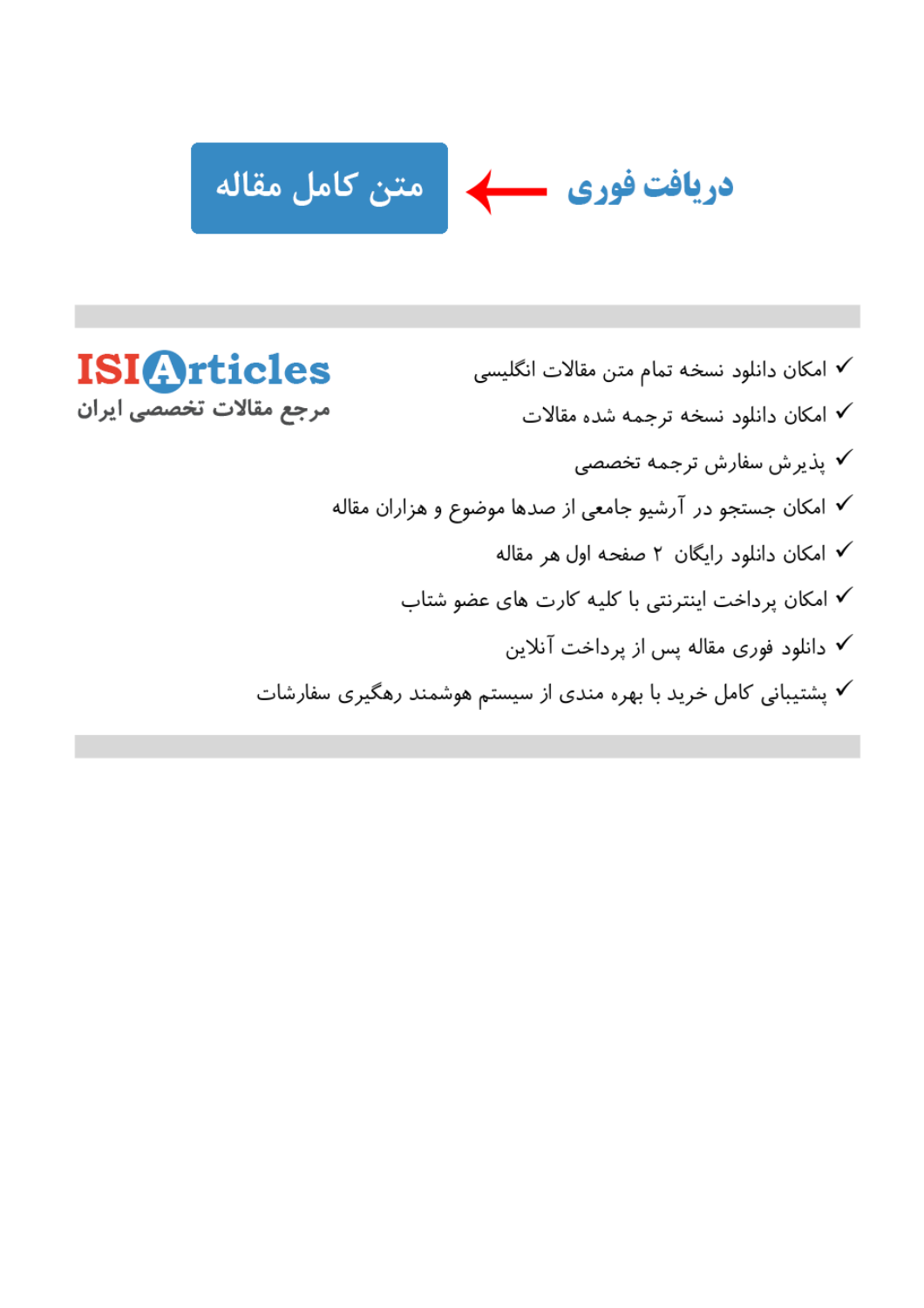دریافت فوری ← متن کامل مقاله

**ISIArticles**
مرجع مقالات تخصصی ایران

- ✓ امکان دانلود نسخه تمام متن مقالات انگلیسی
- ✓ امکان دانلود نسخه ترجمه شده مقالات
- ✓ پذیرش سفارش ترجمه تخصصی
- ✓ امکان جستجو در آرشیو جامعی از صدها موضوع و هزاران مقاله
- ✓ امکان دانلود رایگان ۲ صفحه اول هر مقاله
- ✓ امکان پرداخت اینترنتی با کلیه کارت های عضو شتاب
- ✓ دانلود فوری مقاله پس از پرداخت آنلاین
- ✓ پشتیبانی کامل خرید با بهره مندی از سیستم هوشمند رهگیری سفارشات